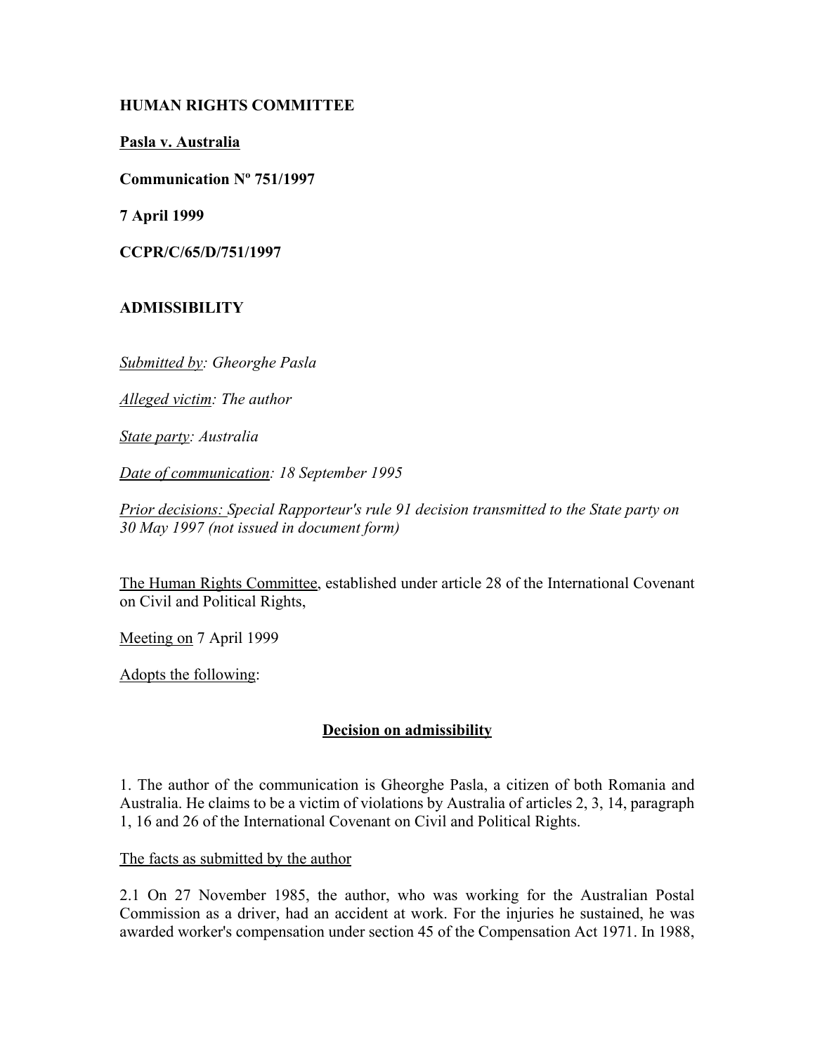**HUMAN RIGHTS COMMITTEE**

**Pasla v. Australia**

**Communication Nº 751/1997**

**7 April 1999**

**CCPR/C/65/D/751/1997**

**ADMISSIBILITY**

*Submitted by: Gheorghe Pasla*

*Alleged victim: The author*

*State party: Australia*

*Date of communication: 18 September 1995*

*Prior decisions: Special Rapporteur's rule 91 decision transmitted to the State party on 30 May 1997 (not issued in document form)*

The Human Rights Committee, established under article 28 of the International Covenant on Civil and Political Rights,

Meeting on 7 April 1999

Adopts the following:

## Decision on admissibility

1. The author of the communication is Gheorghe Pasla, a citizen of both Romania and Australia. He claims to be a victim of violations by Australia of articles 2, 3, 14, paragraph 1, 16 and 26 of the International Covenant on Civil and Political Rights.

The facts as submitted by the author

2.1 On 27 November 1985, the author, who was working for the Australian Postal Commission as a driver, had an accident at work. For the injuries he sustained, he was awarded worker's compensation under section 45 of the Compensation Act 1971. In 1988,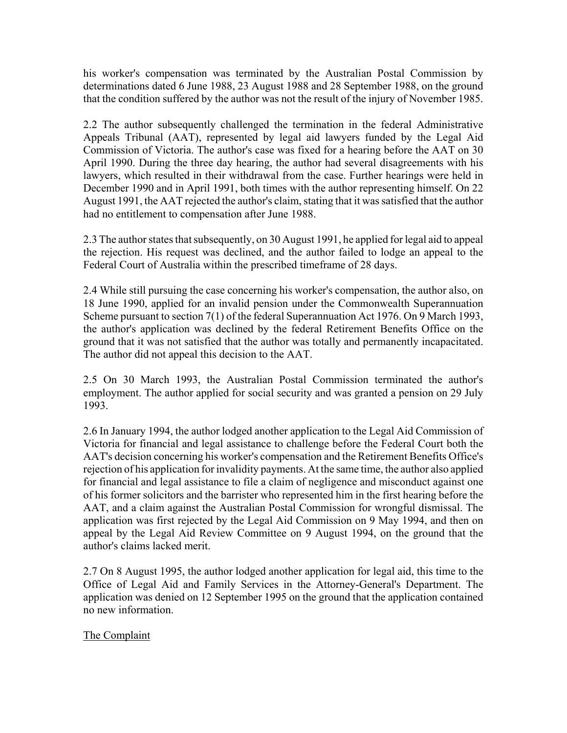his worker's compensation was terminated by the Australian Postal Commission by determinations dated 6 June 1988, 23 August 1988 and 28 September 1988, on the ground that the condition suffered by the author was not the result of the injury of November 1985.

2.2 The author subsequently challenged the termination in the federal Administrative Appeals Tribunal (AAT), represented by legal aid lawyers funded by the Legal Aid Commission of Victoria. The author's case was fixed for a hearing before the AAT on 30 April 1990. During the three day hearing, the author had several disagreements with his lawyers, which resulted in their withdrawal from the case. Further hearings were held in December 1990 and in April 1991, both times with the author representing himself. On 22 August 1991, the AAT rejected the author's claim, stating that it was satisfied that the author had no entitlement to compensation after June 1988.

2.3 The author states that subsequently, on 30 August 1991, he applied for legal aid to appeal the rejection. His request was declined, and the author failed to lodge an appeal to the Federal Court of Australia within the prescribed timeframe of 28 days.

2.4 While still pursuing the case concerning his worker's compensation, the author also, on 18 June 1990, applied for an invalid pension under the Commonwealth Superannuation Scheme pursuant to section 7(1) of the federal Superannuation Act 1976. On 9 March 1993, the author's application was declined by the federal Retirement Benefits Office on the ground that it was not satisfied that the author was totally and permanently incapacitated. The author did not appeal this decision to the AAT.

2.5 On 30 March 1993, the Australian Postal Commission terminated the author's employment. The author applied for social security and was granted a pension on 29 July 1993.

2.6 In January 1994, the author lodged another application to the Legal Aid Commission of Victoria for financial and legal assistance to challenge before the Federal Court both the AAT's decision concerning his worker's compensation and the Retirement Benefits Office's rejection of his application for invalidity payments. At the same time, the author also applied for financial and legal assistance to file a claim of negligence and misconduct against one of his former solicitors and the barrister who represented him in the first hearing before the AAT, and a claim against the Australian Postal Commission for wrongful dismissal. The application was first rejected by the Legal Aid Commission on 9 May 1994, and then on appeal by the Legal Aid Review Committee on 9 August 1994, on the ground that the author's claims lacked merit.

2.7 On 8 August 1995, the author lodged another application for legal aid, this time to the Office of Legal Aid and Family Services in the Attorney-General's Department. The application was denied on 12 September 1995 on the ground that the application contained no new information.

The Complaint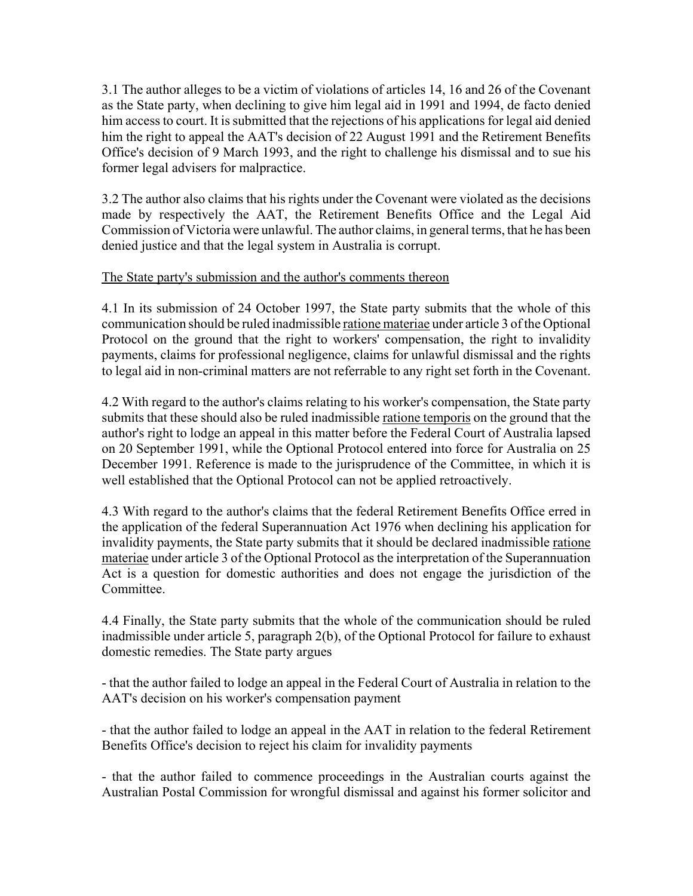3.1 The author alleges to be a victim of violations of articles 14, 16 and 26 of the Covenant as the State party, when declining to give him legal aid in 1991 and 1994, de facto denied him access to court. It is submitted that the rejections of his applications for legal aid denied him the right to appeal the AAT's decision of 22 August 1991 and the Retirement Benefits Office's decision of 9 March 1993, and the right to challenge his dismissal and to sue his former legal advisers for malpractice.

3.2 The author also claims that his rights under the Covenant were violated as the decisions made by respectively the AAT, the Retirement Benefits Office and the Legal Aid Commission of Victoria were unlawful. The author claims, in general terms, that he has been denied justice and that the legal system in Australia is corrupt.

The State party's submission and the author's comments thereon

4.1 In its submission of 24 October 1997, the State party submits that the whole of this communication should be ruled inadmissible ratione materiae under article 3 of the Optional Protocol on the ground that the right to workers' compensation, the right to invalidity payments, claims for professional negligence, claims for unlawful dismissal and the rights to legal aid in non-criminal matters are not referrable to any right set forth in the Covenant.

4.2 With regard to the author's claims relating to his worker's compensation, the State party submits that these should also be ruled inadmissible ratione temporis on the ground that the author's right to lodge an appeal in this matter before the Federal Court of Australia lapsed on 20 September 1991, while the Optional Protocol entered into force for Australia on 25 December 1991. Reference is made to the jurisprudence of the Committee, in which it is well established that the Optional Protocol can not be applied retroactively.

4.3 With regard to the author's claims that the federal Retirement Benefits Office erred in the application of the federal Superannuation Act 1976 when declining his application for invalidity payments, the State party submits that it should be declared inadmissible ratione materiae under article 3 of the Optional Protocol as the interpretation of the Superannuation Act is a question for domestic authorities and does not engage the jurisdiction of the Committee.

4.4 Finally, the State party submits that the whole of the communication should be ruled inadmissible under article 5, paragraph 2(b), of the Optional Protocol for failure to exhaust domestic remedies. The State party argues

- that the author failed to lodge an appeal in the Federal Court of Australia in relation to the AAT's decision on his worker's compensation payment

- that the author failed to lodge an appeal in the AAT in relation to the federal Retirement Benefits Office's decision to reject his claim for invalidity payments

- that the author failed to commence proceedings in the Australian courts against the Australian Postal Commission for wrongful dismissal and against his former solicitor and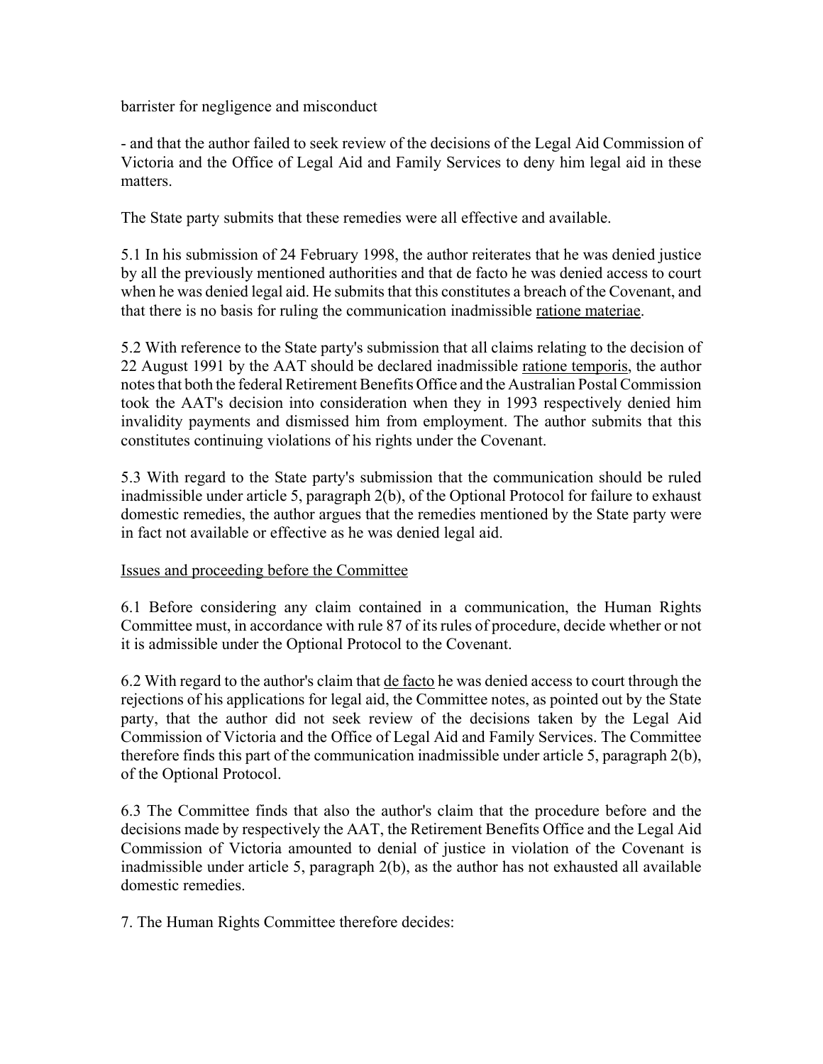barrister for negligence and misconduct

- and that the author failed to seek review of the decisions of the Legal Aid Commission of Victoria and the Office of Legal Aid and Family Services to deny him legal aid in these matters.

The State party submits that these remedies were all effective and available.

5.1 In his submission of 24 February 1998, the author reiterates that he was denied justice by all the previously mentioned authorities and that de facto he was denied access to court when he was denied legal aid. He submits that this constitutes a breach of the Covenant, and that there is no basis for ruling the communication inadmissible ratione materiae.

5.2 With reference to the State party's submission that all claims relating to the decision of 22 August 1991 by the AAT should be declared inadmissible ratione temporis, the author notes that both the federal Retirement Benefits Office and the Australian Postal Commission took the AAT's decision into consideration when they in 1993 respectively denied him invalidity payments and dismissed him from employment. The author submits that this constitutes continuing violations of his rights under the Covenant.

5.3 With regard to the State party's submission that the communication should be ruled inadmissible under article 5, paragraph 2(b), of the Optional Protocol for failure to exhaust domestic remedies, the author argues that the remedies mentioned by the State party were in fact not available or effective as he was denied legal aid.

## Issues and proceeding before the Committee

6.1 Before considering any claim contained in a communication, the Human Rights Committee must, in accordance with rule 87 of its rules of procedure, decide whether or not it is admissible under the Optional Protocol to the Covenant.

6.2 With regard to the author's claim that de facto he was denied access to court through the rejections of his applications for legal aid, the Committee notes, as pointed out by the State party, that the author did not seek review of the decisions taken by the Legal Aid Commission of Victoria and the Office of Legal Aid and Family Services. The Committee therefore finds this part of the communication inadmissible under article 5, paragraph 2(b), of the Optional Protocol.

6.3 The Committee finds that also the author's claim that the procedure before and the decisions made by respectively the AAT, the Retirement Benefits Office and the Legal Aid Commission of Victoria amounted to denial of justice in violation of the Covenant is inadmissible under article 5, paragraph 2(b), as the author has not exhausted all available domestic remedies.

7. The Human Rights Committee therefore decides: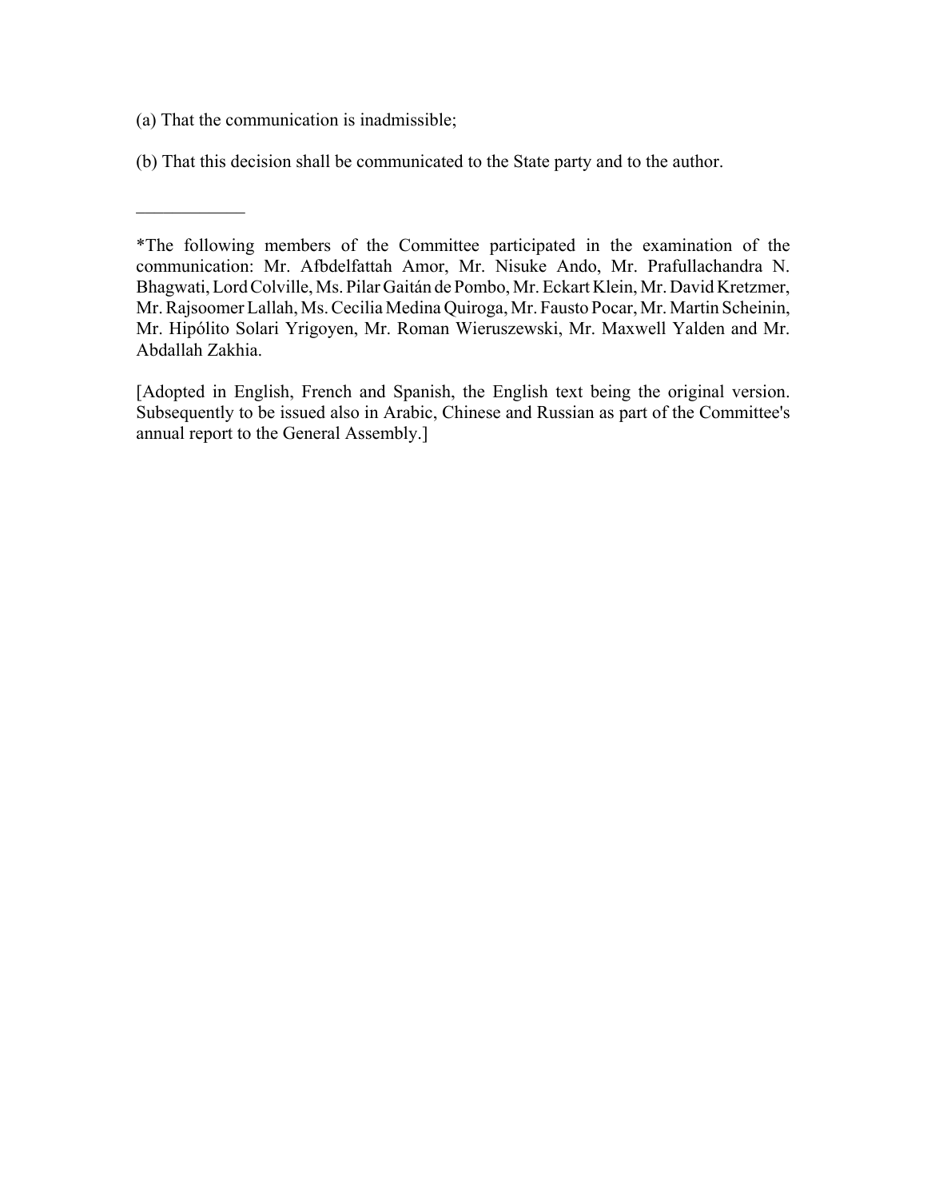(a) That the communication is inadmissible;

(b) That this decision shall be communicated to the State party and to the author.

____________

*The following members of the Committee participated in the examination of the communication: Mr. Afbdelfattah Amor, Mr. Nisuke Ando, Mr. Prafullachandra N. Bhagwati, Lord Colville, Ms. Pilar Gaitán de Pombo, Mr. Eckart Klein, Mr. David Kretzmer, Mr. Rajsoomer Lallah, Ms. Cecilia Medina Quiroga, Mr. Fausto Pocar, Mr. Martin Scheinin, Mr. Hipólito Solari Yrigoyen, Mr. Roman Wieruszewski, Mr. Maxwell Yalden and Mr. Abdallah Zakhia.

[Adopted in English, French and Spanish, the English text being the original version. Subsequently to be issued also in Arabic, Chinese and Russian as part of the Committee's annual report to the General Assembly.]